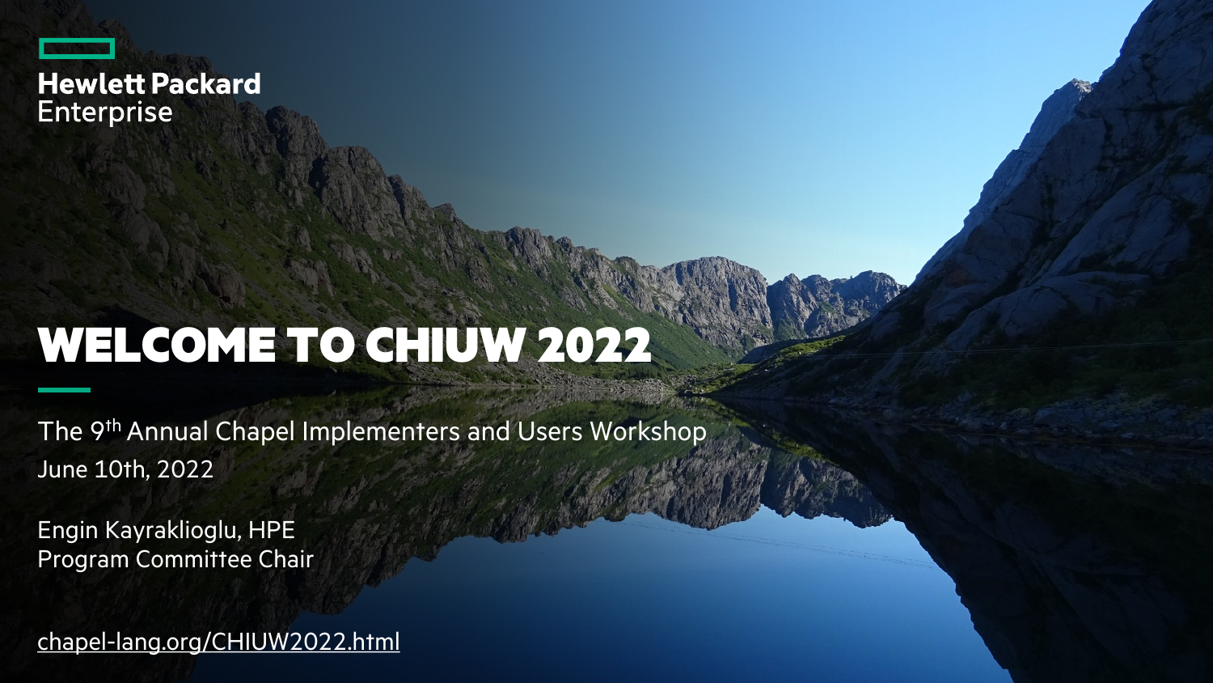Hewlett Packard Enterprise

# WELCOME TO CHIUW 2022

The 9th Annual Chapel Implementers and Users Workshop
June 10th, 2022

Engin Kayraklioglu, HPE
Program Committee Chair

chapel-lang.org/CHIUW2022.html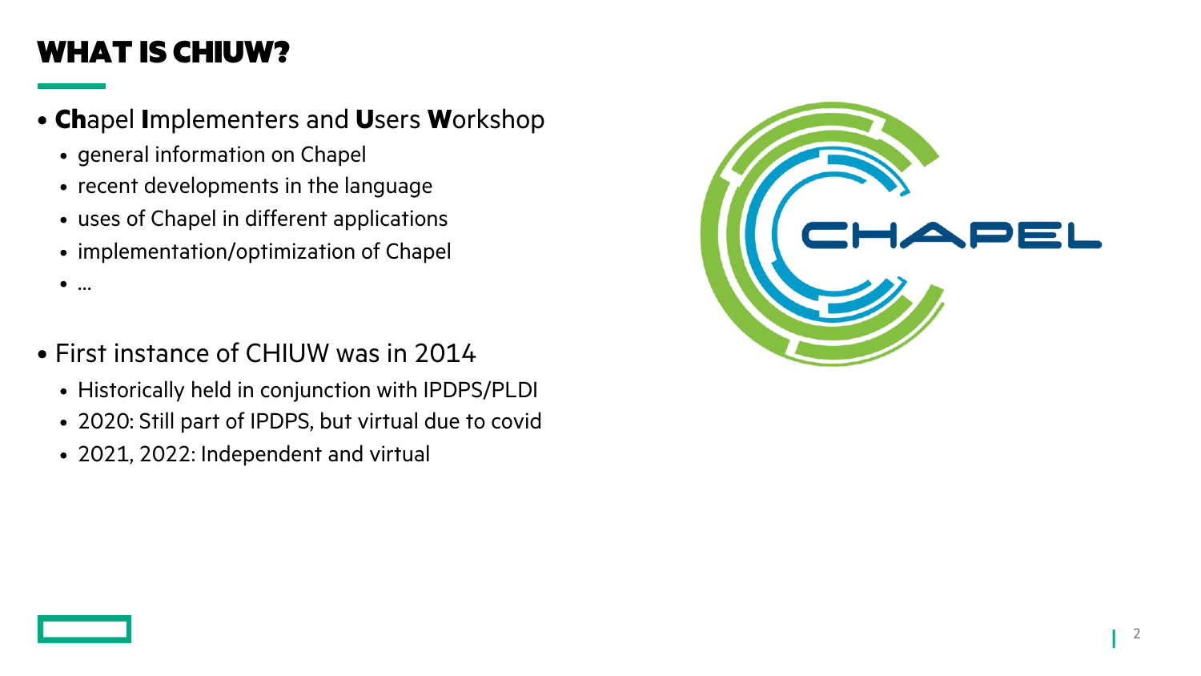# WHAT IS CHIUW?

- **Ch**apel **I**mplementers and **U**sers **W**orkshop
  - general information on Chapel
  - recent developments in the language
  - uses of Chapel in different applications
  - implementation/optimization of Chapel
  - …

- First instance of CHIUW was in 2014
  - Historically held in conjunction with IPDPS/PLDI
  - 2020: Still part of IPDPS, but virtual due to covid
  - 2021, 2022: Independent and virtual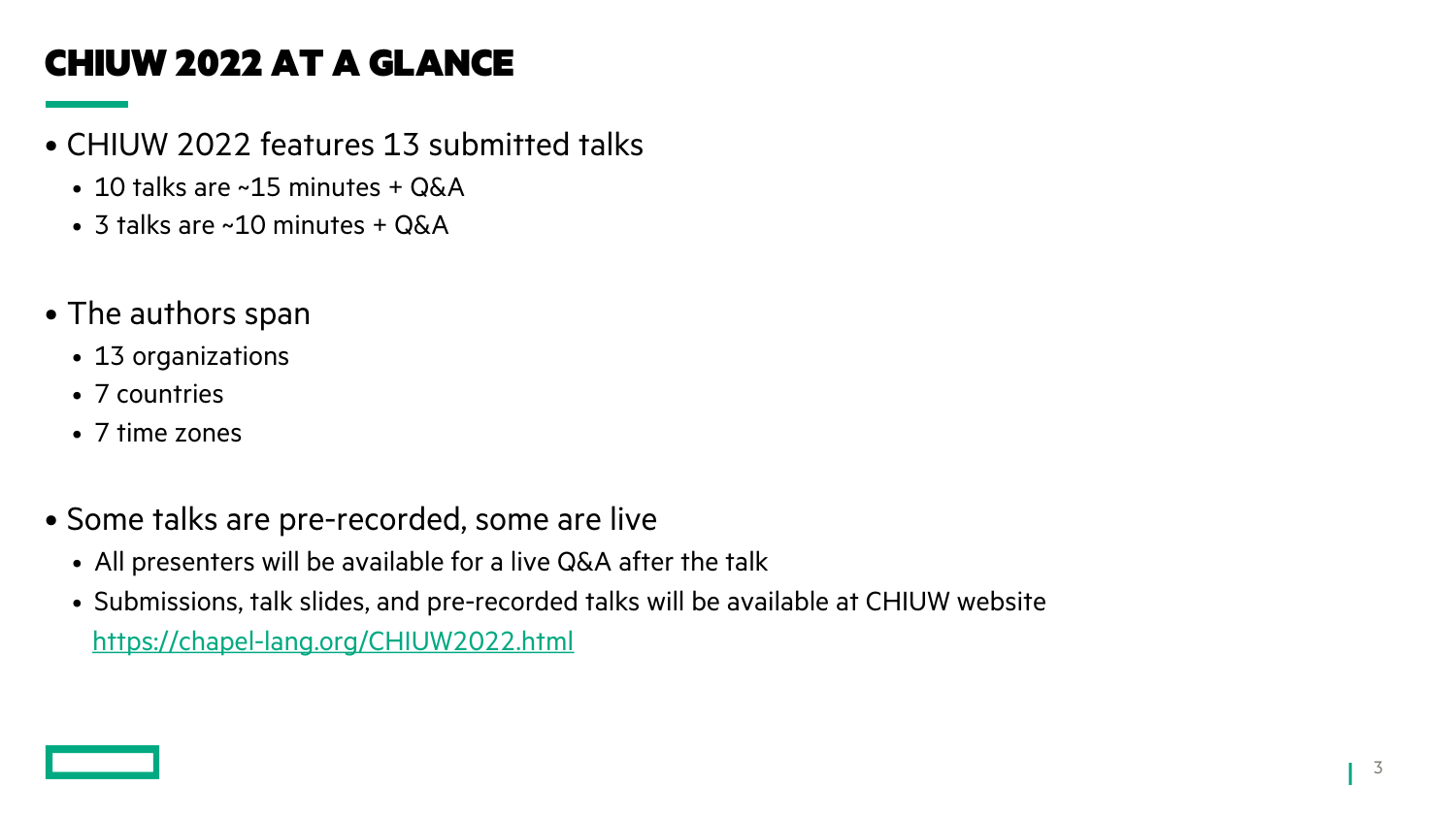# CHIUW 2022 AT A GLANCE

- CHIUW 2022 features 13 submitted talks
  - 10 talks are ~15 minutes + Q&A
  - 3 talks are ~10 minutes + Q&A

- The authors span
  - 13 organizations
  - 7 countries
  - 7 time zones

- Some talks are pre-recorded, some are live
  - All presenters will be available for a live Q&A after the talk
  - Submissions, talk slides, and pre-recorded talks will be available at CHIUW website https://chapel-lang.org/CHIUW2022.html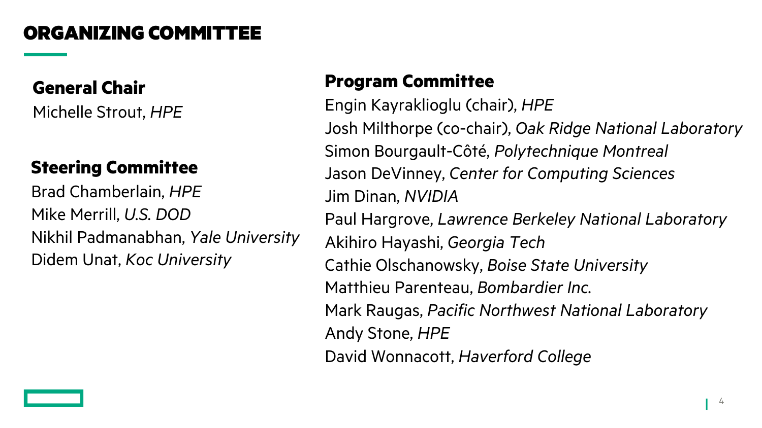# ORGANIZING COMMITTEE

### General Chair

Michelle Strout, *HPE*

### Steering Committee

Brad Chamberlain, *HPE*
Mike Merrill, *U.S. DOD*
Nikhil Padmanabhan, *Yale University*
Didem Unat, *Koc University*

### Program Committee

Engin Kayraklioglu (chair), *HPE*
Josh Milthorpe (co-chair), *Oak Ridge National Laboratory*
Simon Bourgault-Côté, *Polytechnique Montreal*
Jason DeVinney, *Center for Computing Sciences*
Jim Dinan, *NVIDIA*
Paul Hargrove, *Lawrence Berkeley National Laboratory*
Akihiro Hayashi, *Georgia Tech*
Cathie Olschanowsky, *Boise State University*
Matthieu Parenteau, *Bombardier Inc.*
Mark Raugas, *Pacific Northwest National Laboratory*
Andy Stone, *HPE*
David Wonnacott, *Haverford College*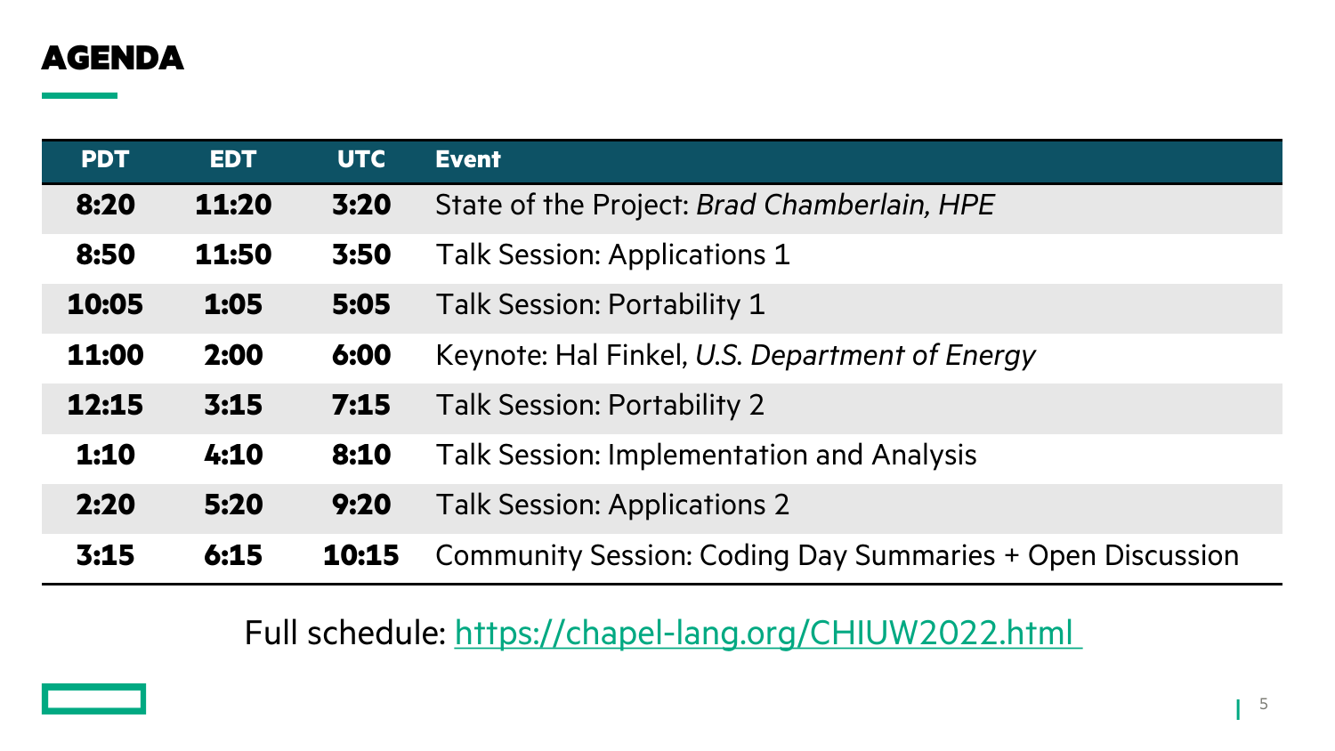# AGENDA

| PDT | EDT | UTC | Event |
|---|---|---|---|
| **8:20** | **11:20** | **3:20** | State of the Project: *Brad Chamberlain, HPE* |
| **8:50** | **11:50** | **3:50** | Talk Session: Applications 1 |
| **10:05** | **1:05** | **5:05** | Talk Session: Portability 1 |
| **11:00** | **2:00** | **6:00** | Keynote: Hal Finkel, *U.S. Department of Energy* |
| **12:15** | **3:15** | **7:15** | Talk Session: Portability 2 |
| **1:10** | **4:10** | **8:10** | Talk Session: Implementation and Analysis |
| **2:20** | **5:20** | **9:20** | Talk Session: Applications 2 |
| **3:15** | **6:15** | **10:15** | Community Session: Coding Day Summaries + Open Discussion |

Full schedule: https://chapel-lang.org/CHIUW2022.html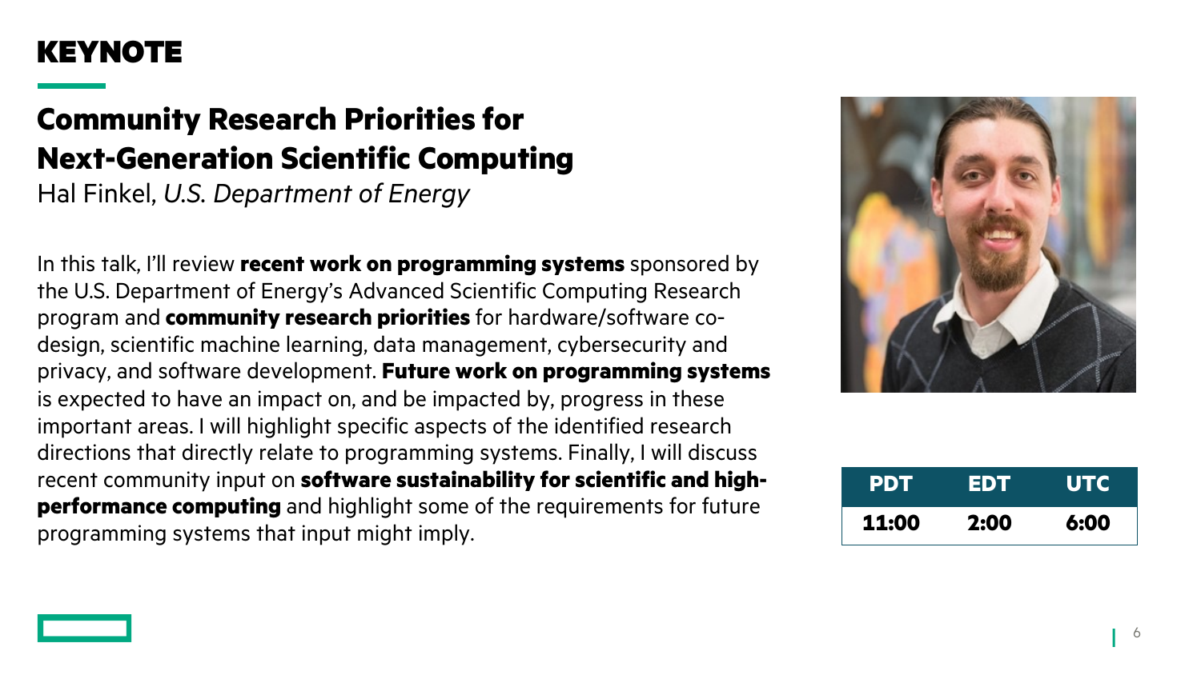# KEYNOTE

## Community Research Priorities for Next-Generation Scientific Computing

Hal Finkel, *U.S. Department of Energy*

In this talk, I'll review **recent work on programming systems** sponsored by the U.S. Department of Energy's Advanced Scientific Computing Research program and **community research priorities** for hardware/software co-design, scientific machine learning, data management, cybersecurity and privacy, and software development. **Future work on programming systems** is expected to have an impact on, and be impacted by, progress in these important areas. I will highlight specific aspects of the identified research directions that directly relate to programming systems. Finally, I will discuss recent community input on **software sustainability for scientific and high-performance computing** and highlight some of the requirements for future programming systems that input might imply.

| PDT | EDT | UTC |
|---|---|---|
| 11:00 | 2:00 | 6:00 |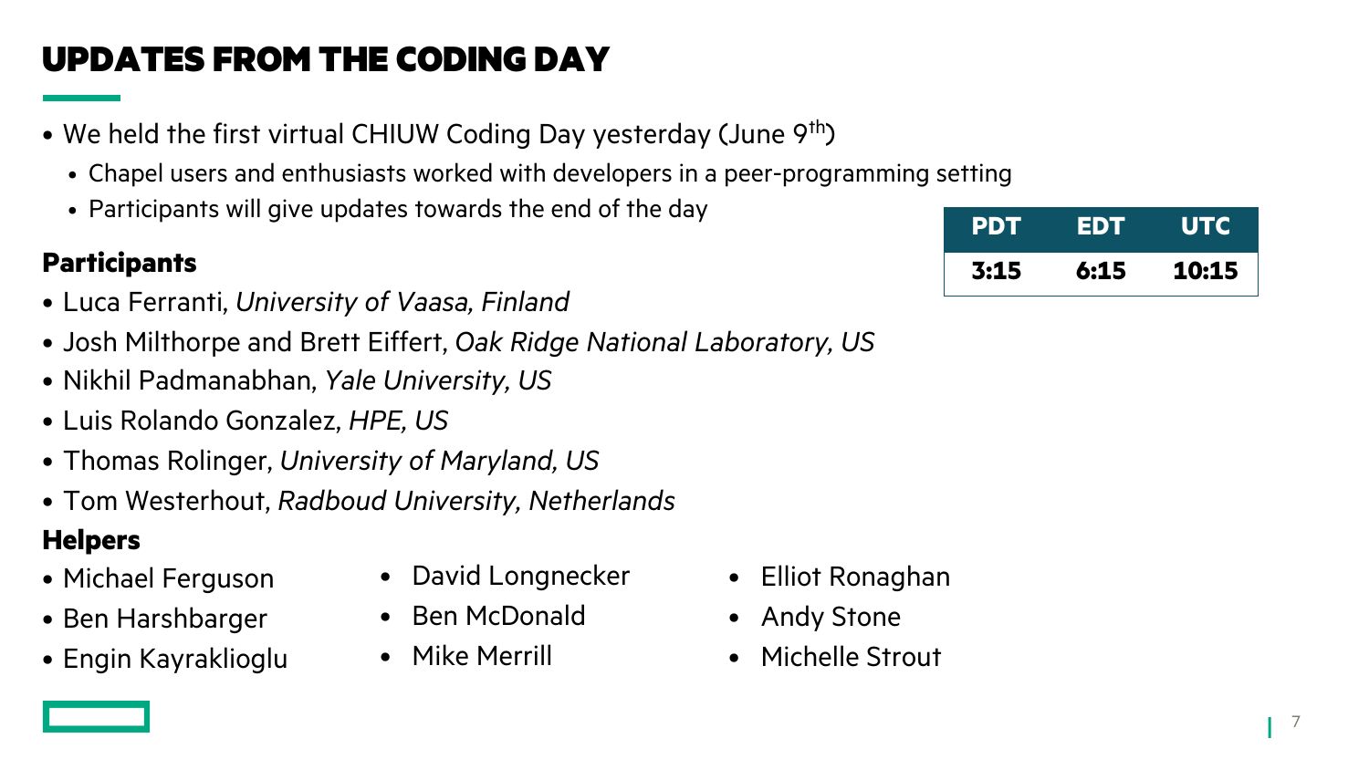# UPDATES FROM THE CODING DAY

- We held the first virtual CHIUW Coding Day yesterday (June 9th)
  - Chapel users and enthusiasts worked with developers in a peer-programming setting
  - Participants will give updates towards the end of the day

| PDT | EDT | UTC |
| --- | --- | --- |
| **3:15** | **6:15** | **10:15** |

**Participants**

- Luca Ferranti, *University of Vaasa, Finland*
- Josh Milthorpe and Brett Eiffert, *Oak Ridge National Laboratory, US*
- Nikhil Padmanabhan, *Yale University, US*
- Luis Rolando Gonzalez, *HPE, US*
- Thomas Rolinger, *University of Maryland, US*
- Tom Westerhout, *Radboud University, Netherlands*

**Helpers**

- Michael Ferguson
- Ben Harshbarger
- Engin Kayraklioglu
- David Longnecker
- Ben McDonald
- Mike Merrill
- Elliot Ronaghan
- Andy Stone
- Michelle Strout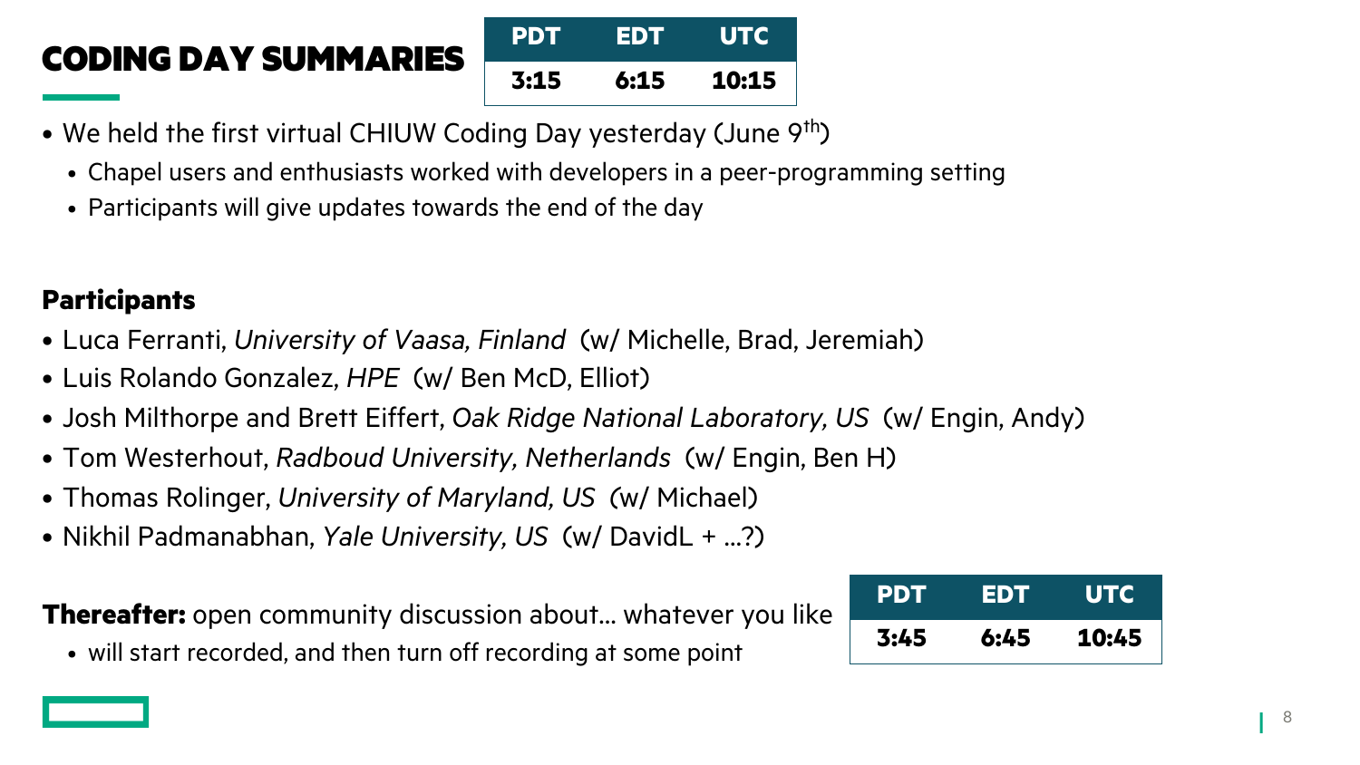# CODING DAY SUMMARIES

| PDT | EDT | UTC |
|---|---|---|
| 3:15 | 6:15 | 10:15 |

- We held the first virtual CHIUW Coding Day yesterday (June 9th)
  - Chapel users and enthusiasts worked with developers in a peer-programming setting
  - Participants will give updates towards the end of the day

**Participants**

- Luca Ferranti, *University of Vaasa, Finland* (w/ Michelle, Brad, Jeremiah)
- Luis Rolando Gonzalez, *HPE* (w/ Ben McD, Elliot)
- Josh Milthorpe and Brett Eiffert, *Oak Ridge National Laboratory, US* (w/ Engin, Andy)
- Tom Westerhout, *Radboud University, Netherlands* (w/ Engin, Ben H)
- Thomas Rolinger, *University of Maryland, US* (w/ Michael)
- Nikhil Padmanabhan, *Yale University, US* (w/ DavidL + …?)

**Thereafter:** open community discussion about… whatever you like

- will start recorded, and then turn off recording at some point

| PDT | EDT | UTC |
|---|---|---|
| 3:45 | 6:45 | 10:45 |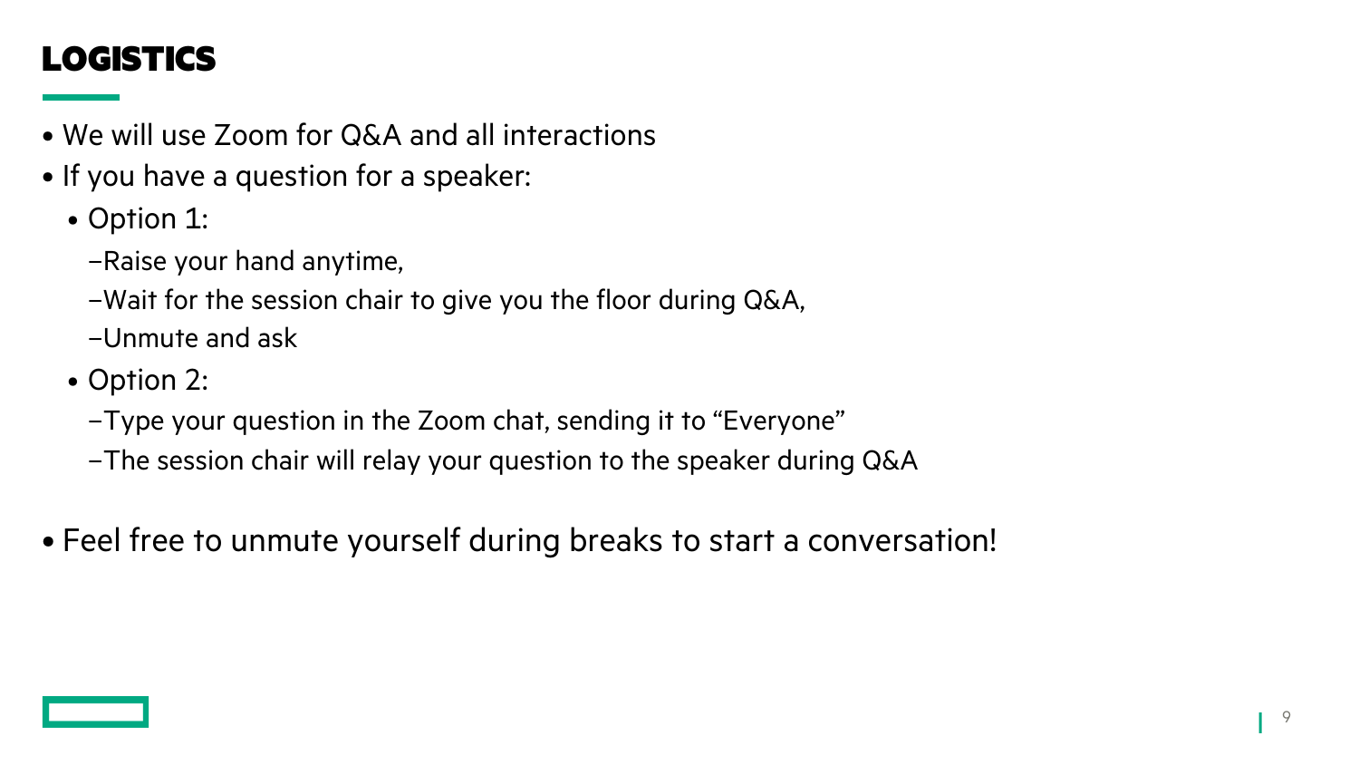# LOGISTICS

- We will use Zoom for Q&A and all interactions
- If you have a question for a speaker:
  - Option 1:
    - Raise your hand anytime,
    - Wait for the session chair to give you the floor during Q&A,
    - Unmute and ask
  - Option 2:
    - Type your question in the Zoom chat, sending it to “Everyone”
    - The session chair will relay your question to the speaker during Q&A

- Feel free to unmute yourself during breaks to start a conversation!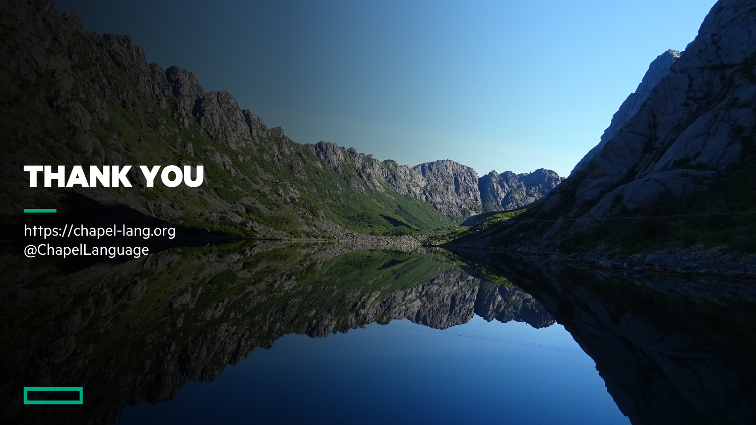# THANK YOU

https://chapel-lang.org
@ChapelLanguage